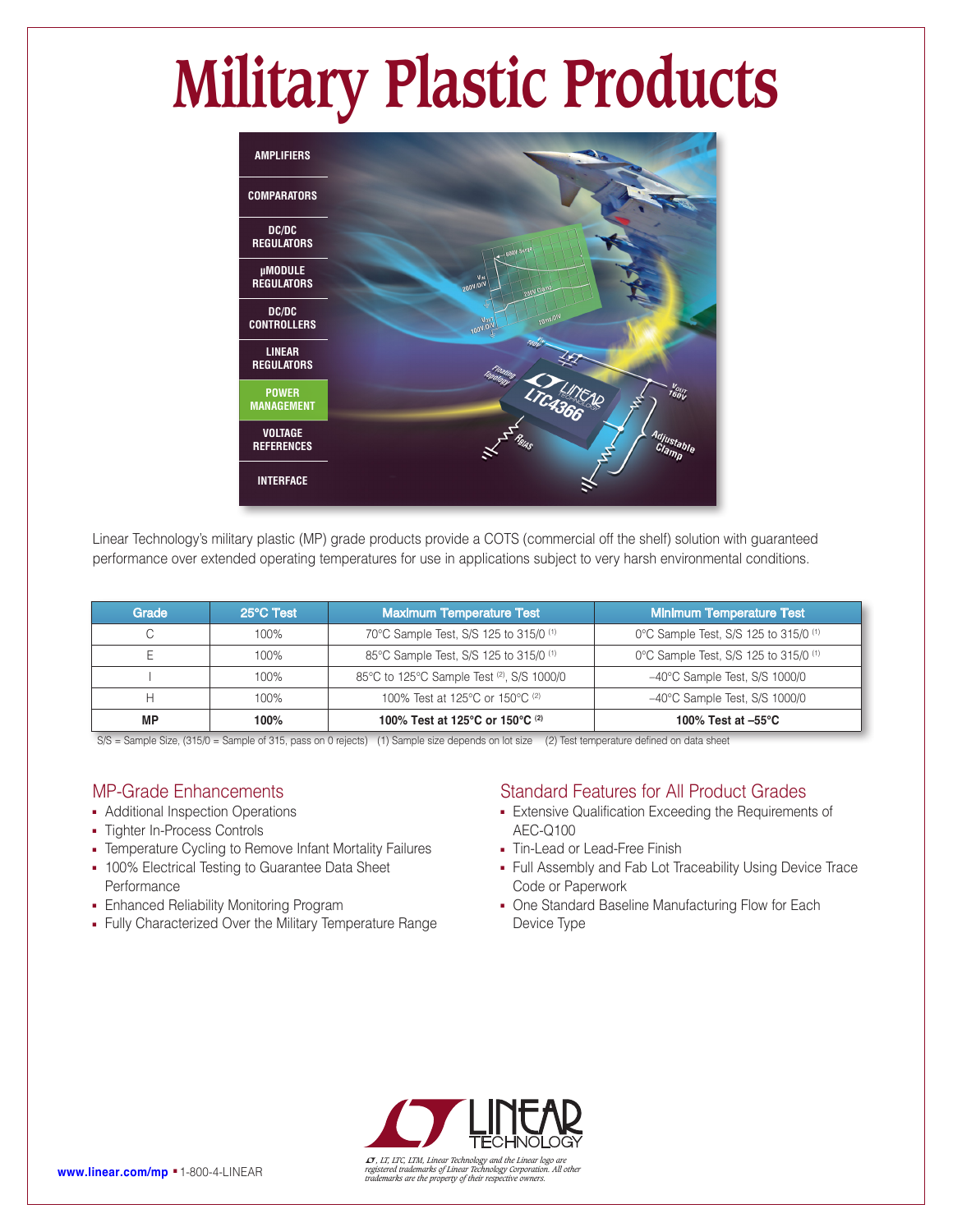# Military Plastic Products

AMPLIFIERS

COMPARATORS

DC/DC REGULATORS

µMODULE REGULATORS

DC/DC CONTROLLERS

LINEAR REGULATORS

POWER MANAGEMENT

VOLTAGE REFERENCES

INTERFACE

Linear Technology's military plastic (MP) grade products provide a COTS (commercial off the shelf) solution with guaranteed performance over extended operating temperatures for use in applications subject to very harsh environmental conditions.

| Grade | 25°C Test | Maximum Temperature Test | Minimum Temperature Test |
|---|---|---|---|
| C | 100% | 70°C Sample Test, S/S 125 to 315/0 (1) | 0°C Sample Test, S/S 125 to 315/0 (1) |
| E | 100% | 85°C Sample Test, S/S 125 to 315/0 (1) | 0°C Sample Test, S/S 125 to 315/0 (1) |
| I | 100% | 85°C to 125°C Sample Test (2), S/S 1000/0 | –40°C Sample Test, S/S 1000/0 |
| H | 100% | 100% Test at 125°C or 150°C (2) | –40°C Sample Test, S/S 1000/0 |
| **MP** | **100%** | **100% Test at 125°C or 150°C (2)** | **100% Test at –55°C** |

S/S = Sample Size, (315/0 = Sample of 315, pass on 0 rejects) (1) Sample size depends on lot size (2) Test temperature defined on data sheet

## MP-Grade Enhancements

- Additional Inspection Operations
- Tighter In-Process Controls
- Temperature Cycling to Remove Infant Mortality Failures
- 100% Electrical Testing to Guarantee Data Sheet Performance
- Enhanced Reliability Monitoring Program
- Fully Characterized Over the Military Temperature Range

## Standard Features for All Product Grades

- Extensive Qualification Exceeding the Requirements of AEC-Q100
- Tin-Lead or Lead-Free Finish
- Full Assembly and Fab Lot Traceability Using Device Trace Code or Paperwork
- One Standard Baseline Manufacturing Flow for Each Device Type

LINEAR TECHNOLOGY

*LT, LT, LTC, LTM, Linear Technology and the Linear logo are registered trademarks of Linear Technology Corporation. All other trademarks are the property of their respective owners.*

**www.linear.com/mp** ▪ 1-800-4-LINEAR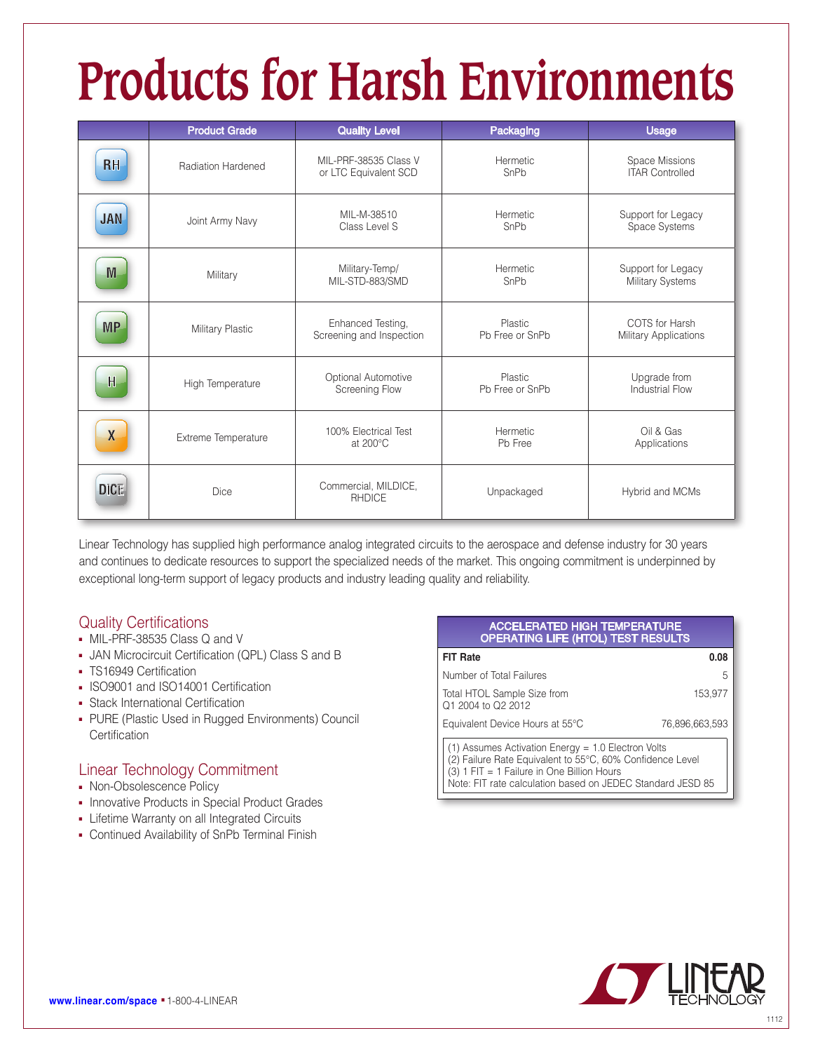# Products for Harsh Environments

| | Product Grade | Quality Level | Packaging | Usage |
|---|---|---|---|---|
| RH | Radiation Hardened | MIL-PRF-38535 Class V or LTC Equivalent SCD | Hermetic SnPb | Space Missions ITAR Controlled |
| JAN | Joint Army Navy | MIL-M-38510 Class Level S | Hermetic SnPb | Support for Legacy Space Systems |
| M | Military | Military-Temp/ MIL-STD-883/SMD | Hermetic SnPb | Support for Legacy Military Systems |
| MP | Military Plastic | Enhanced Testing, Screening and Inspection | Plastic Pb Free or SnPb | COTS for Harsh Military Applications |
| H | High Temperature | Optional Automotive Screening Flow | Plastic Pb Free or SnPb | Upgrade from Industrial Flow |
| X | Extreme Temperature | 100% Electrical Test at 200°C | Hermetic Pb Free | Oil & Gas Applications |
| DICE | Dice | Commercial, MILDICE, RHDICE | Unpackaged | Hybrid and MCMs |

Linear Technology has supplied high performance analog integrated circuits to the aerospace and defense industry for 30 years and continues to dedicate resources to support the specialized needs of the market. This ongoing commitment is underpinned by exceptional long-term support of legacy products and industry leading quality and reliability.

## Quality Certifications

- MIL-PRF-38535 Class Q and V
- JAN Microcircuit Certification (QPL) Class S and B
- TS16949 Certification
- ISO9001 and ISO14001 Certification
- Stack International Certification
- PURE (Plastic Used in Rugged Environments) Council Certification

## Linear Technology Commitment

- Non-Obsolescence Policy
- Innovative Products in Special Product Grades
- Lifetime Warranty on all Integrated Circuits
- Continued Availability of SnPb Terminal Finish

| ACCELERATED HIGH TEMPERATURE OPERATING LIFE (HTOL) TEST RESULTS | |
|---|---|
| **FIT Rate** | **0.08** |
| Number of Total Failures | 5 |
| Total HTOL Sample Size from Q1 2004 to Q2 2012 | 153,977 |
| Equivalent Device Hours at 55°C | 76,896,663,593 |

(1) Assumes Activation Energy = 1.0 Electron Volts
(2) Failure Rate Equivalent to 55°C, 60% Confidence Level
(3) 1 FIT = 1 Failure in One Billion Hours
Note: FIT rate calculation based on JEDEC Standard JESD 85

LINEAR TECHNOLOGY

**www.linear.com/space** ▪ 1-800-4-LINEAR

1112